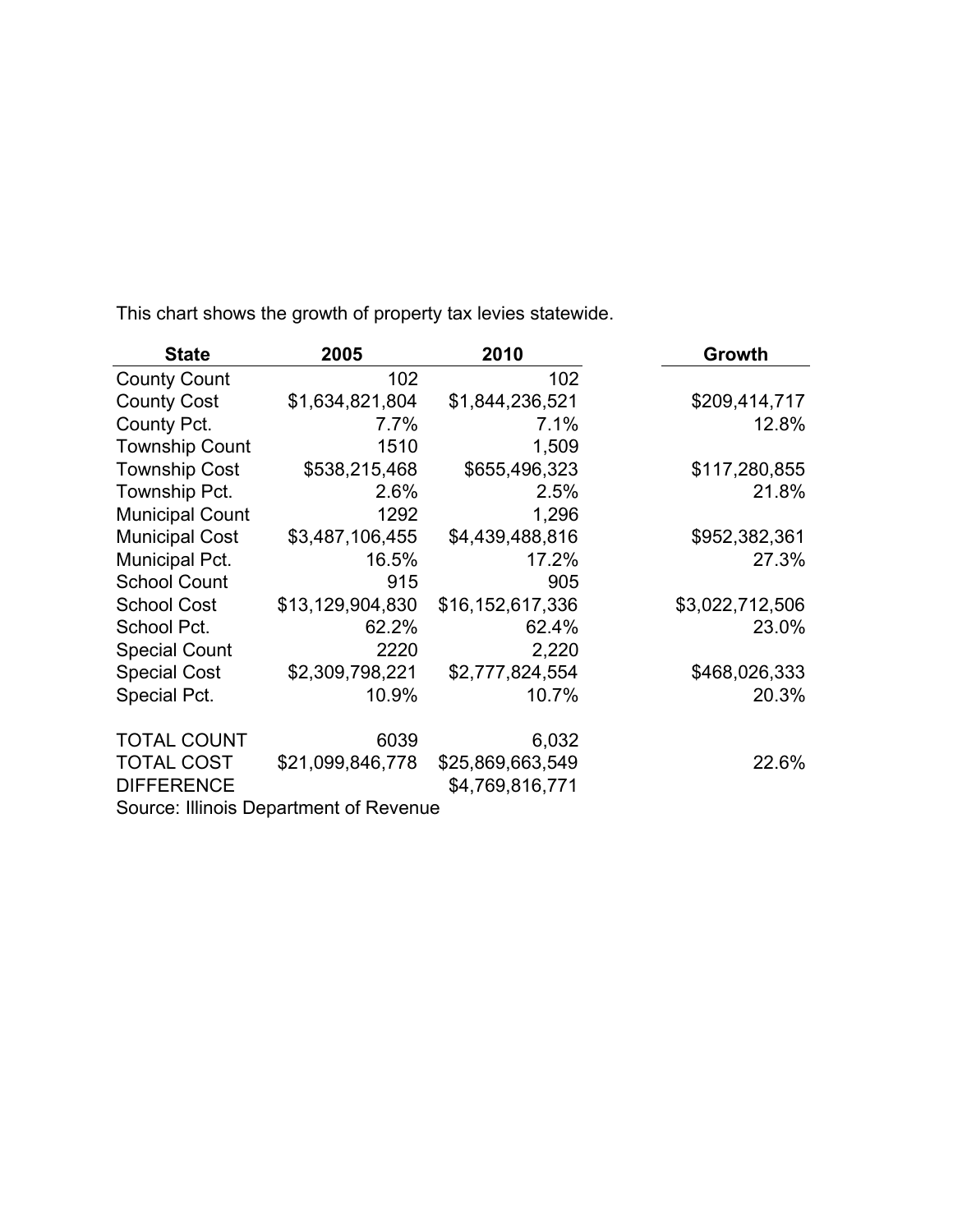This chart shows the growth of property tax levies statewide.

| State | 2005 | 2010 | Growth |
|---|---|---|---|
| County Count | 102 | 102 | |
| County Cost | $1,634,821,804 | $1,844,236,521 | $209,414,717 |
| County Pct. | 7.7% | 7.1% | 12.8% |
| Township Count | 1510 | 1,509 | |
| Township Cost | $538,215,468 | $655,496,323 | $117,280,855 |
| Township Pct. | 2.6% | 2.5% | 21.8% |
| Municipal Count | 1292 | 1,296 | |
| Municipal Cost | $3,487,106,455 | $4,439,488,816 | $952,382,361 |
| Municipal Pct. | 16.5% | 17.2% | 27.3% |
| School Count | 915 | 905 | |
| School Cost | $13,129,904,830 | $16,152,617,336 | $3,022,712,506 |
| School Pct. | 62.2% | 62.4% | 23.0% |
| Special Count | 2220 | 2,220 | |
| Special Cost | $2,309,798,221 | $2,777,824,554 | $468,026,333 |
| Special Pct. | 10.9% | 10.7% | 20.3% |
| | | | |
| TOTAL COUNT | 6039 | 6,032 | |
| TOTAL COST | $21,099,846,778 | $25,869,663,549 | 22.6% |
| DIFFERENCE | | $4,769,816,771 | |

Source: Illinois Department of Revenue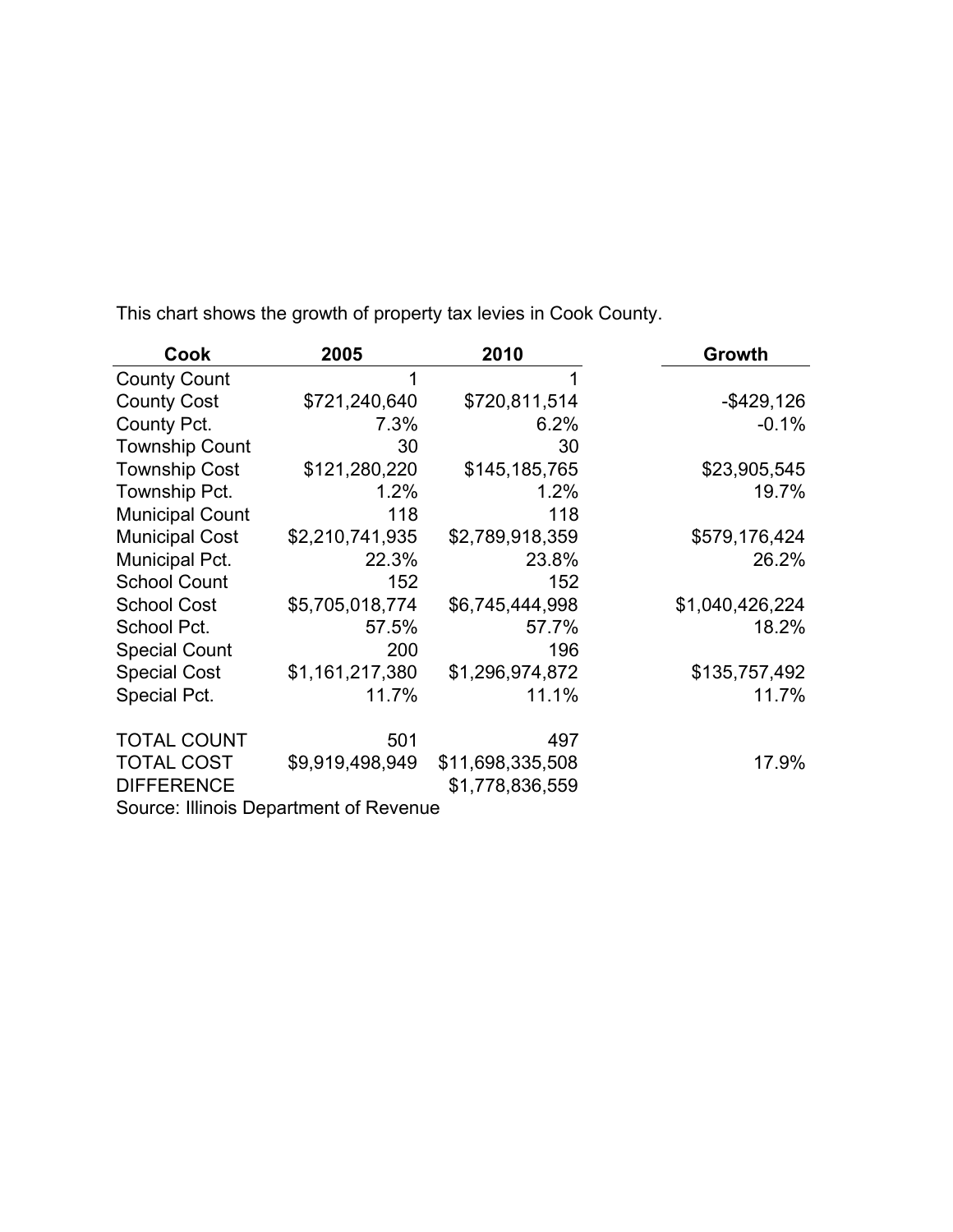This chart shows the growth of property tax levies in Cook County.

| Cook | 2005 | 2010 | Growth |
|---|---|---|---|
| County Count | 1 | 1 | |
| County Cost | $721,240,640 | $720,811,514 | -$429,126 |
| County Pct. | 7.3% | 6.2% | -0.1% |
| Township Count | 30 | 30 | |
| Township Cost | $121,280,220 | $145,185,765 | $23,905,545 |
| Township Pct. | 1.2% | 1.2% | 19.7% |
| Municipal Count | 118 | 118 | |
| Municipal Cost | $2,210,741,935 | $2,789,918,359 | $579,176,424 |
| Municipal Pct. | 22.3% | 23.8% | 26.2% |
| School Count | 152 | 152 | |
| School Cost | $5,705,018,774 | $6,745,444,998 | $1,040,426,224 |
| School Pct. | 57.5% | 57.7% | 18.2% |
| Special Count | 200 | 196 | |
| Special Cost | $1,161,217,380 | $1,296,974,872 | $135,757,492 |
| Special Pct. | 11.7% | 11.1% | 11.7% |
| | | | |
| TOTAL COUNT | 501 | 497 | |
| TOTAL COST | $9,919,498,949 | $11,698,335,508 | 17.9% |
| DIFFERENCE | | $1,778,836,559 | |

Source: Illinois Department of Revenue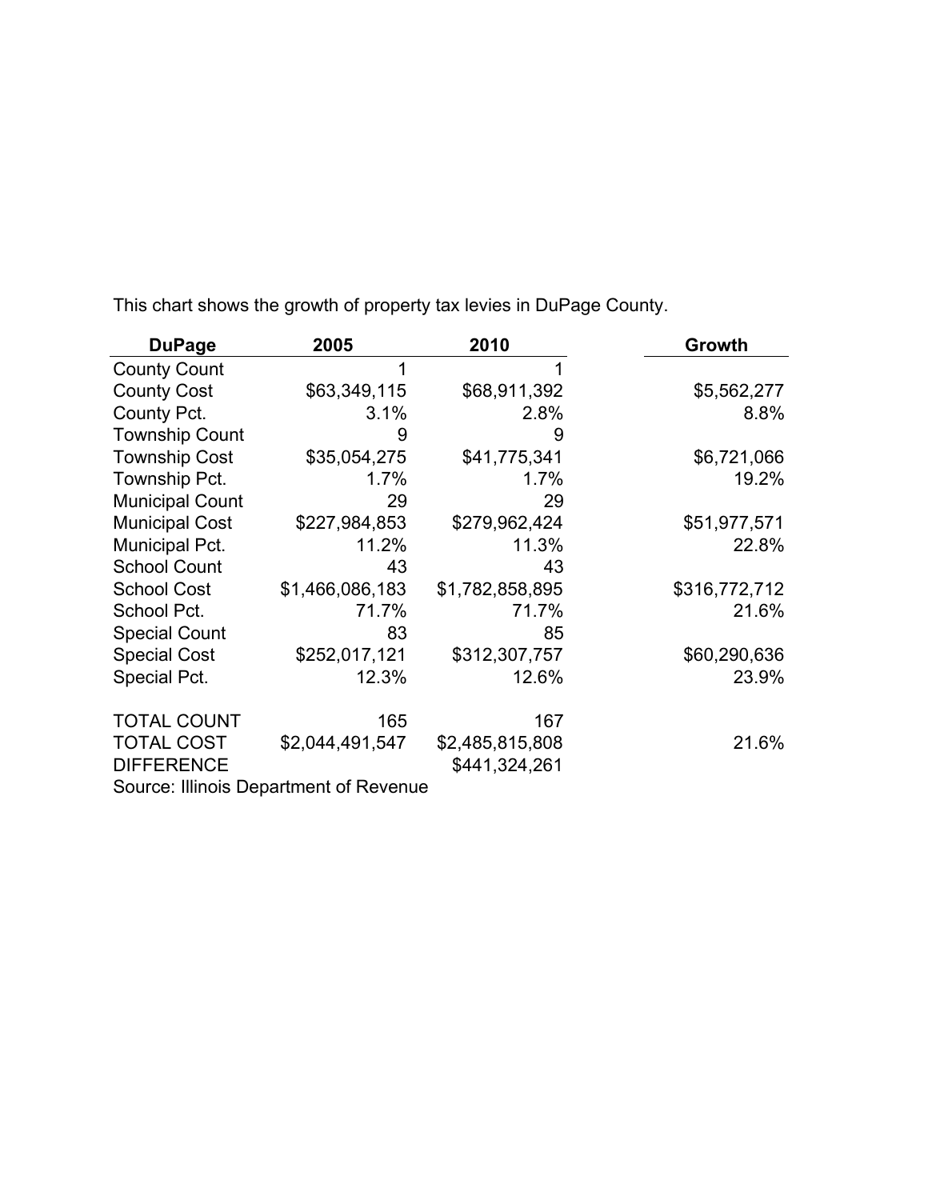This chart shows the growth of property tax levies in DuPage County.

| DuPage | 2005 | 2010 | Growth |
|---|---|---|---|
| County Count | 1 | 1 | |
| County Cost | $63,349,115 | $68,911,392 | $5,562,277 |
| County Pct. | 3.1% | 2.8% | 8.8% |
| Township Count | 9 | 9 | |
| Township Cost | $35,054,275 | $41,775,341 | $6,721,066 |
| Township Pct. | 1.7% | 1.7% | 19.2% |
| Municipal Count | 29 | 29 | |
| Municipal Cost | $227,984,853 | $279,962,424 | $51,977,571 |
| Municipal Pct. | 11.2% | 11.3% | 22.8% |
| School Count | 43 | 43 | |
| School Cost | $1,466,086,183 | $1,782,858,895 | $316,772,712 |
| School Pct. | 71.7% | 71.7% | 21.6% |
| Special Count | 83 | 85 | |
| Special Cost | $252,017,121 | $312,307,757 | $60,290,636 |
| Special Pct. | 12.3% | 12.6% | 23.9% |
| | | | |
| TOTAL COUNT | 165 | 167 | |
| TOTAL COST | $2,044,491,547 | $2,485,815,808 | 21.6% |
| DIFFERENCE | | $441,324,261 | |

Source: Illinois Department of Revenue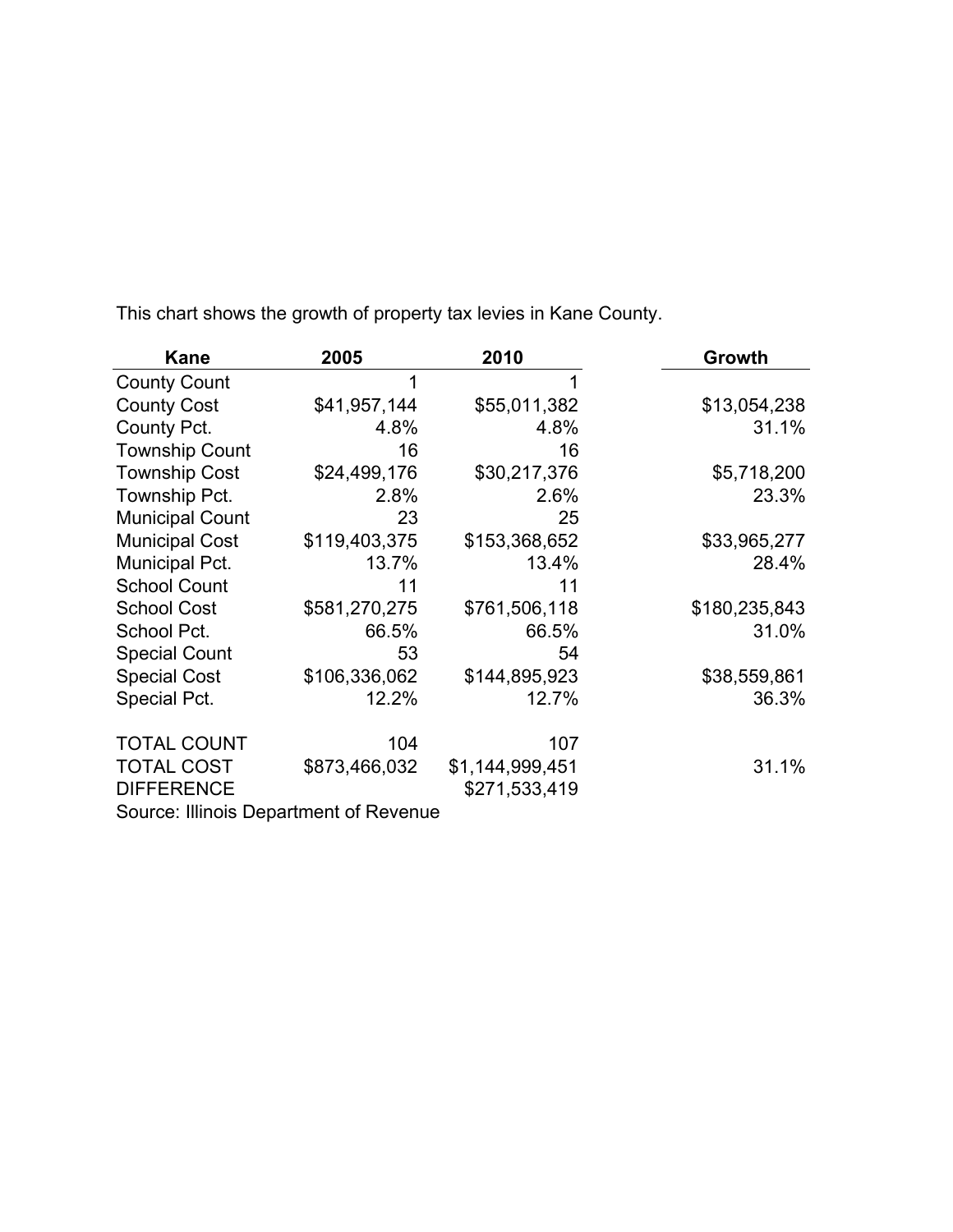This chart shows the growth of property tax levies in Kane County.

| Kane | 2005 | 2010 | Growth |
|---|---|---|---|
| County Count | 1 | 1 | |
| County Cost | $41,957,144 | $55,011,382 | $13,054,238 |
| County Pct. | 4.8% | 4.8% | 31.1% |
| Township Count | 16 | 16 | |
| Township Cost | $24,499,176 | $30,217,376 | $5,718,200 |
| Township Pct. | 2.8% | 2.6% | 23.3% |
| Municipal Count | 23 | 25 | |
| Municipal Cost | $119,403,375 | $153,368,652 | $33,965,277 |
| Municipal Pct. | 13.7% | 13.4% | 28.4% |
| School Count | 11 | 11 | |
| School Cost | $581,270,275 | $761,506,118 | $180,235,843 |
| School Pct. | 66.5% | 66.5% | 31.0% |
| Special Count | 53 | 54 | |
| Special Cost | $106,336,062 | $144,895,923 | $38,559,861 |
| Special Pct. | 12.2% | 12.7% | 36.3% |
| | | | |
| TOTAL COUNT | 104 | 107 | |
| TOTAL COST | $873,466,032 | $1,144,999,451 | 31.1% |
| DIFFERENCE | | $271,533,419 | |

Source: Illinois Department of Revenue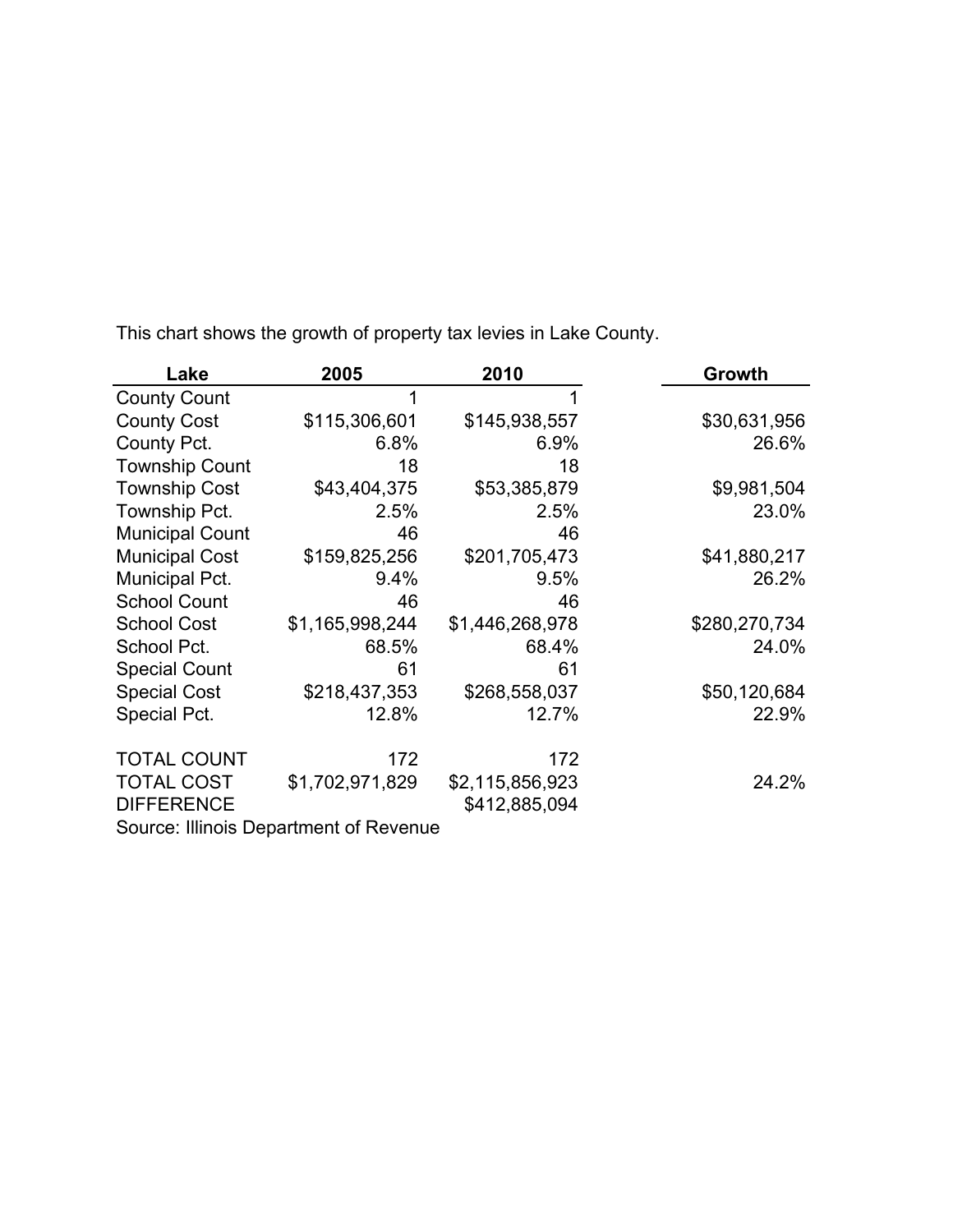This chart shows the growth of property tax levies in Lake County.

| Lake | 2005 | 2010 | Growth |
|---|---|---|---|
| County Count | 1 | 1 | |
| County Cost | $115,306,601 | $145,938,557 | $30,631,956 |
| County Pct. | 6.8% | 6.9% | 26.6% |
| Township Count | 18 | 18 | |
| Township Cost | $43,404,375 | $53,385,879 | $9,981,504 |
| Township Pct. | 2.5% | 2.5% | 23.0% |
| Municipal Count | 46 | 46 | |
| Municipal Cost | $159,825,256 | $201,705,473 | $41,880,217 |
| Municipal Pct. | 9.4% | 9.5% | 26.2% |
| School Count | 46 | 46 | |
| School Cost | $1,165,998,244 | $1,446,268,978 | $280,270,734 |
| School Pct. | 68.5% | 68.4% | 24.0% |
| Special Count | 61 | 61 | |
| Special Cost | $218,437,353 | $268,558,037 | $50,120,684 |
| Special Pct. | 12.8% | 12.7% | 22.9% |
| | | | |
| TOTAL COUNT | 172 | 172 | |
| TOTAL COST | $1,702,971,829 | $2,115,856,923 | 24.2% |
| DIFFERENCE | | $412,885,094 | |

Source: Illinois Department of Revenue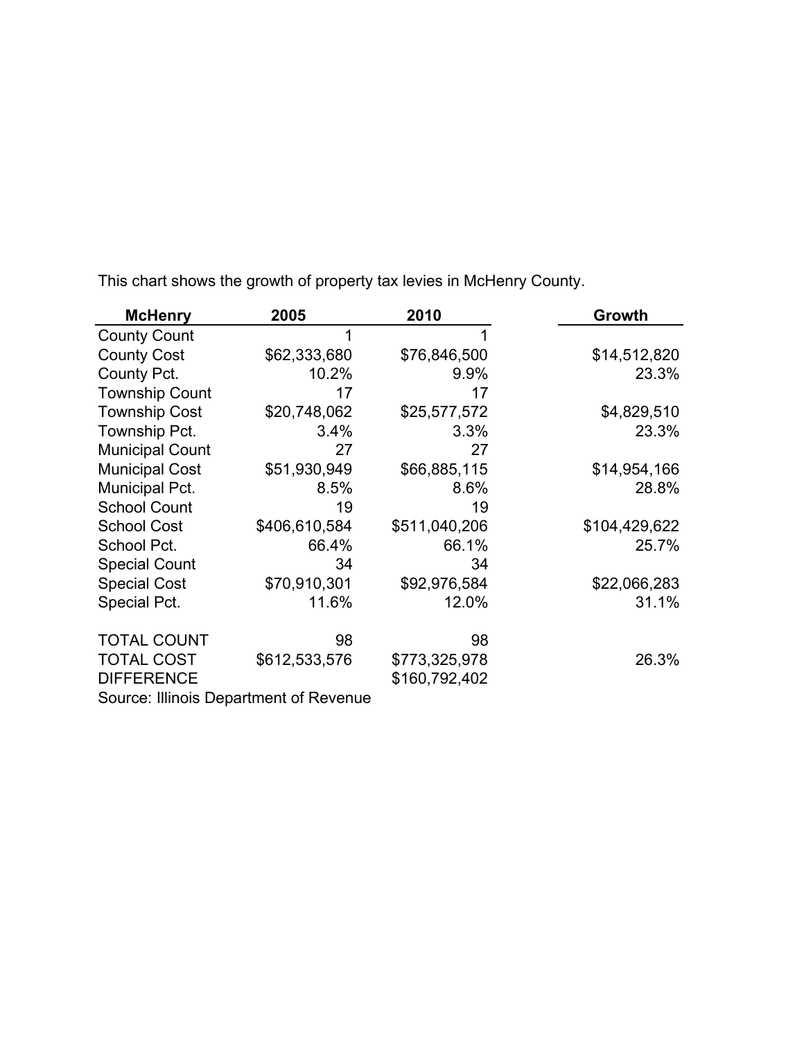This chart shows the growth of property tax levies in McHenry County.

| McHenry | 2005 | 2010 | Growth |
|---|---|---|---|
| County Count | 1 | 1 | |
| County Cost | $62,333,680 | $76,846,500 | $14,512,820 |
| County Pct. | 10.2% | 9.9% | 23.3% |
| Township Count | 17 | 17 | |
| Township Cost | $20,748,062 | $25,577,572 | $4,829,510 |
| Township Pct. | 3.4% | 3.3% | 23.3% |
| Municipal Count | 27 | 27 | |
| Municipal Cost | $51,930,949 | $66,885,115 | $14,954,166 |
| Municipal Pct. | 8.5% | 8.6% | 28.8% |
| School Count | 19 | 19 | |
| School Cost | $406,610,584 | $511,040,206 | $104,429,622 |
| School Pct. | 66.4% | 66.1% | 25.7% |
| Special Count | 34 | 34 | |
| Special Cost | $70,910,301 | $92,976,584 | $22,066,283 |
| Special Pct. | 11.6% | 12.0% | 31.1% |
| | | | |
| TOTAL COUNT | 98 | 98 | |
| TOTAL COST | $612,533,576 | $773,325,978 | 26.3% |
| DIFFERENCE | | $160,792,402 | |

Source: Illinois Department of Revenue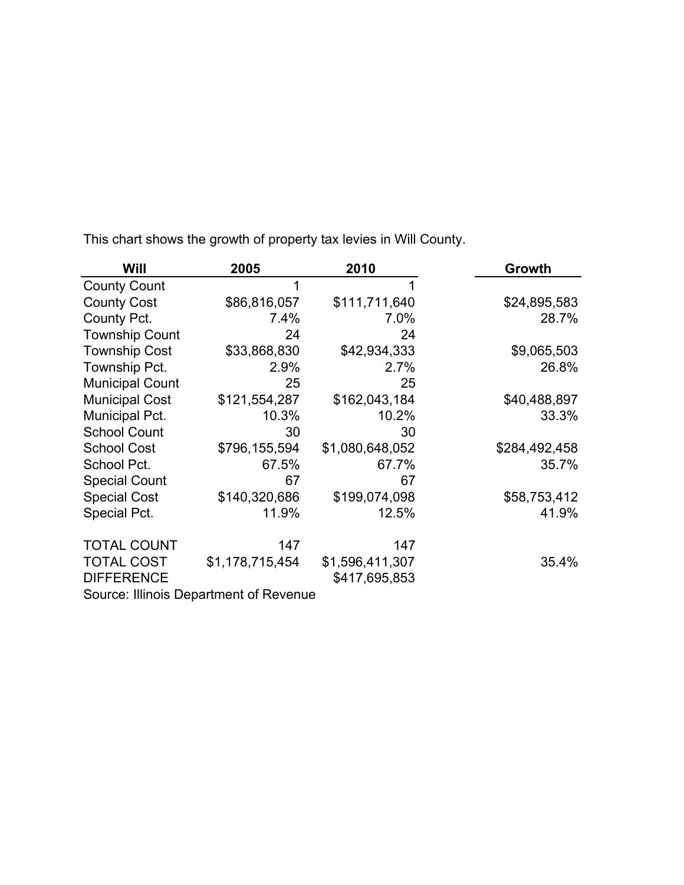This chart shows the growth of property tax levies in Will County.

| Will | 2005 | 2010 | Growth |
|---|---|---|---|
| County Count | 1 | 1 | |
| County Cost | $86,816,057 | $111,711,640 | $24,895,583 |
| County Pct. | 7.4% | 7.0% | 28.7% |
| Township Count | 24 | 24 | |
| Township Cost | $33,868,830 | $42,934,333 | $9,065,503 |
| Township Pct. | 2.9% | 2.7% | 26.8% |
| Municipal Count | 25 | 25 | |
| Municipal Cost | $121,554,287 | $162,043,184 | $40,488,897 |
| Municipal Pct. | 10.3% | 10.2% | 33.3% |
| School Count | 30 | 30 | |
| School Cost | $796,155,594 | $1,080,648,052 | $284,492,458 |
| School Pct. | 67.5% | 67.7% | 35.7% |
| Special Count | 67 | 67 | |
| Special Cost | $140,320,686 | $199,074,098 | $58,753,412 |
| Special Pct. | 11.9% | 12.5% | 41.9% |
| | | | |
| TOTAL COUNT | 147 | 147 | |
| TOTAL COST | $1,178,715,454 | $1,596,411,307 | 35.4% |
| DIFFERENCE | | $417,695,853 | |

Source: Illinois Department of Revenue